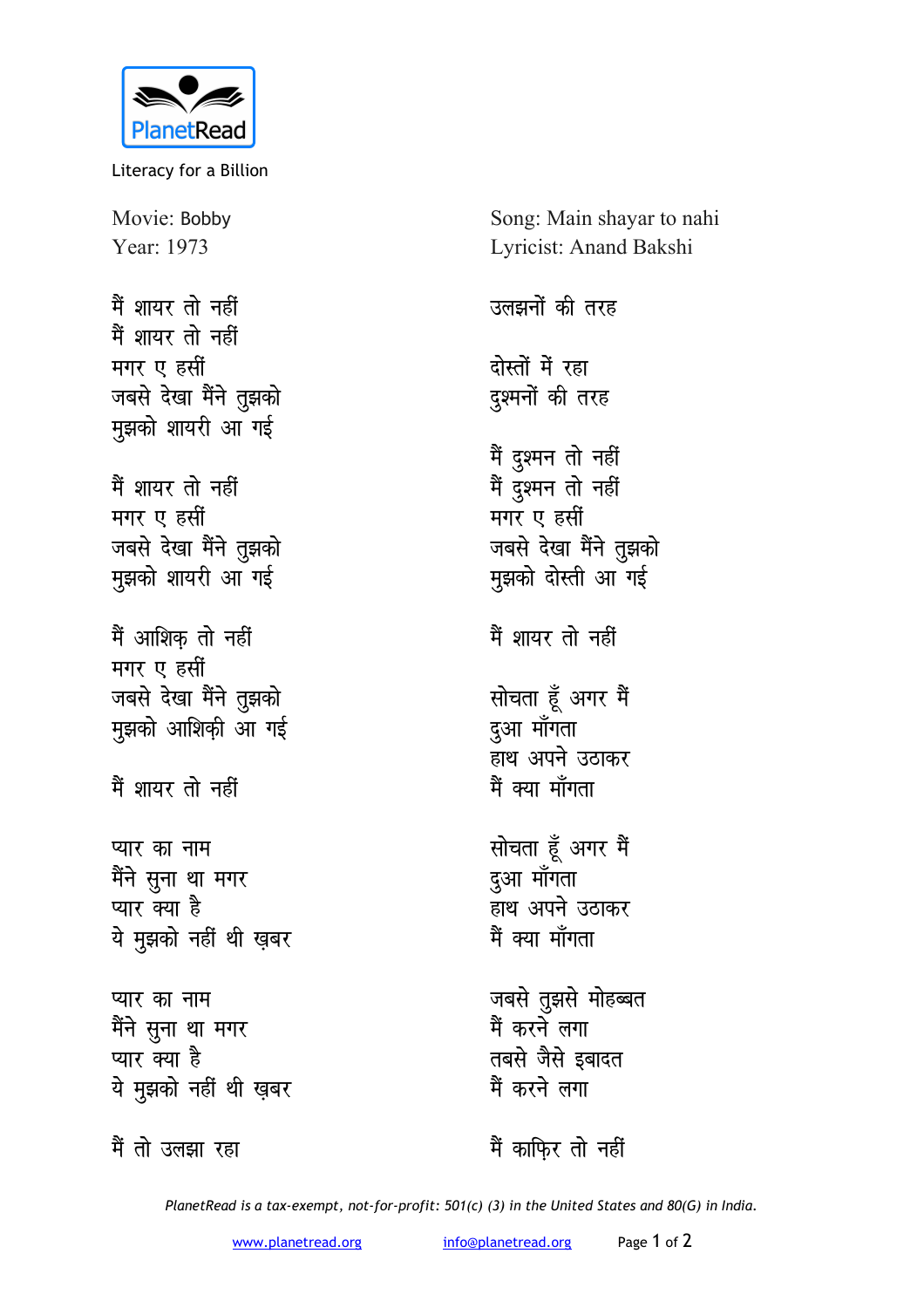PlanetRead

Literacy for a Billion

Movie: Bobby
Year: 1973

Song: Main shayar to nahi
Lyricist: Anand Bakshi

मैं शायर तो नहीं
मैं शायर तो नहीं
मगर ए हसीं
जबसे देखा मैंने तुझको
मुझको शायरी आ गई

मैं शायर तो नहीं
मगर ए हसीं
जबसे देखा मैंने तुझको
मुझको शायरी आ गई

मैं आशिक़ तो नहीं
मगर ए हसीं
जबसे देखा मैंने तुझको
मुझको आशिक़ी आ गई

मैं शायर तो नहीं

प्यार का नाम
मैंने सुना था मगर
प्यार क्या है
ये मुझको नहीं थी ख़बर

प्यार का नाम
मैंने सुना था मगर
प्यार क्या है
ये मुझको नहीं थी ख़बर

मैं तो उलझा रहा
उलझनों की तरह

दोस्तों में रहा
दुश्मनों की तरह

मैं दुश्मन तो नहीं
मैं दुश्मन तो नहीं
मगर ए हसीं
जबसे देखा मैंने तुझको
मुझको दोस्ती आ गई

मैं शायर तो नहीं

सोचता हूँ अगर मैं
दुआ माँगता
हाथ अपने उठाकर
मैं क्या माँगता

सोचता हूँ अगर मैं
दुआ माँगता
हाथ अपने उठाकर
मैं क्या माँगता

जबसे तुझसे मोहब्बत
मैं करने लगा
तबसे जैसे इबादत
मैं करने लगा

मैं काफ़िर तो नहीं

*PlanetRead is a tax-exempt, not-for-profit: 501(c) (3) in the United States and 80(G) in India.*

www.planetread.org info@planetread.org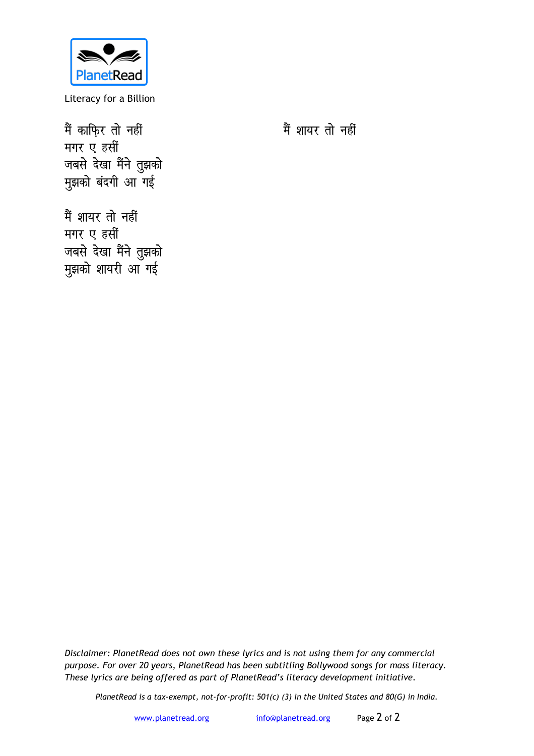Literacy for a Billion

मैं काफ़िर तो नहीं
मगर ए हसीं
जबसे देखा मैंने तुझको
मुझको बंदगी आ गई

मैं शायर तो नहीं
मगर ए हसीं
जबसे देखा मैंने तुझको
मुझको शायरी आ गई

मैं शायर तो नहीं

*Disclaimer: PlanetRead does not own these lyrics and is not using them for any commercial purpose. For over 20 years, PlanetRead has been subtitling Bollywood songs for mass literacy. These lyrics are being offered as part of PlanetRead's literacy development initiative.*

*PlanetRead is a tax-exempt, not-for-profit: 501(c) (3) in the United States and 80(G) in India.*

www.planetread.org info@planetread.org